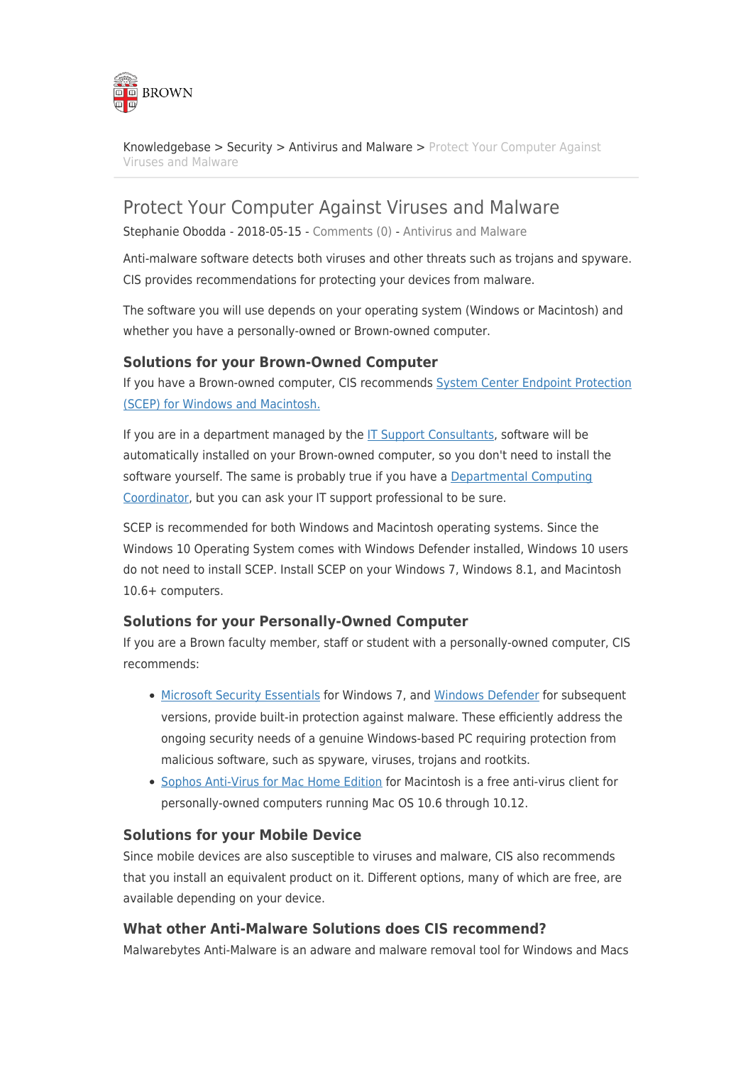Knowledgebase > Security > Antivirus and Malware > Protect Your Computer Against Viruses and Malware

# Protect Your Computer Against Viruses and Malware

Stephanie Obodda - 2018-05-15 - Comments (0) - Antivirus and Malware

Anti-malware software detects both viruses and other threats such as trojans and spyware. CIS provides recommendations for protecting your devices from malware.

The software you will use depends on your operating system (Windows or Macintosh) and whether you have a personally-owned or Brown-owned computer.

### Solutions for your Brown-Owned Computer

If you have a Brown-owned computer, CIS recommends [System Center Endpoint Protection (SCEP) for Windows and Macintosh.]()

If you are in a department managed by the [IT Support Consultants](), software will be automatically installed on your Brown-owned computer, so you don't need to install the software yourself. The same is probably true if you have a [Departmental Computing Coordinator](), but you can ask your IT support professional to be sure.

SCEP is recommended for both Windows and Macintosh operating systems. Since the Windows 10 Operating System comes with Windows Defender installed, Windows 10 users do not need to install SCEP. Install SCEP on your Windows 7, Windows 8.1, and Macintosh 10.6+ computers.

### Solutions for your Personally-Owned Computer

If you are a Brown faculty member, staff or student with a personally-owned computer, CIS recommends:

- [Microsoft Security Essentials]() for Windows 7, and [Windows Defender]() for subsequent versions, provide built-in protection against malware. These efficiently address the ongoing security needs of a genuine Windows-based PC requiring protection from malicious software, such as spyware, viruses, trojans and rootkits.
- [Sophos Anti-Virus for Mac Home Edition]() for Macintosh is a free anti-virus client for personally-owned computers running Mac OS 10.6 through 10.12.

### Solutions for your Mobile Device

Since mobile devices are also susceptible to viruses and malware, CIS also recommends that you install an equivalent product on it. Different options, many of which are free, are available depending on your device.

### What other Anti-Malware Solutions does CIS recommend?

Malwarebytes Anti-Malware is an adware and malware removal tool for Windows and Macs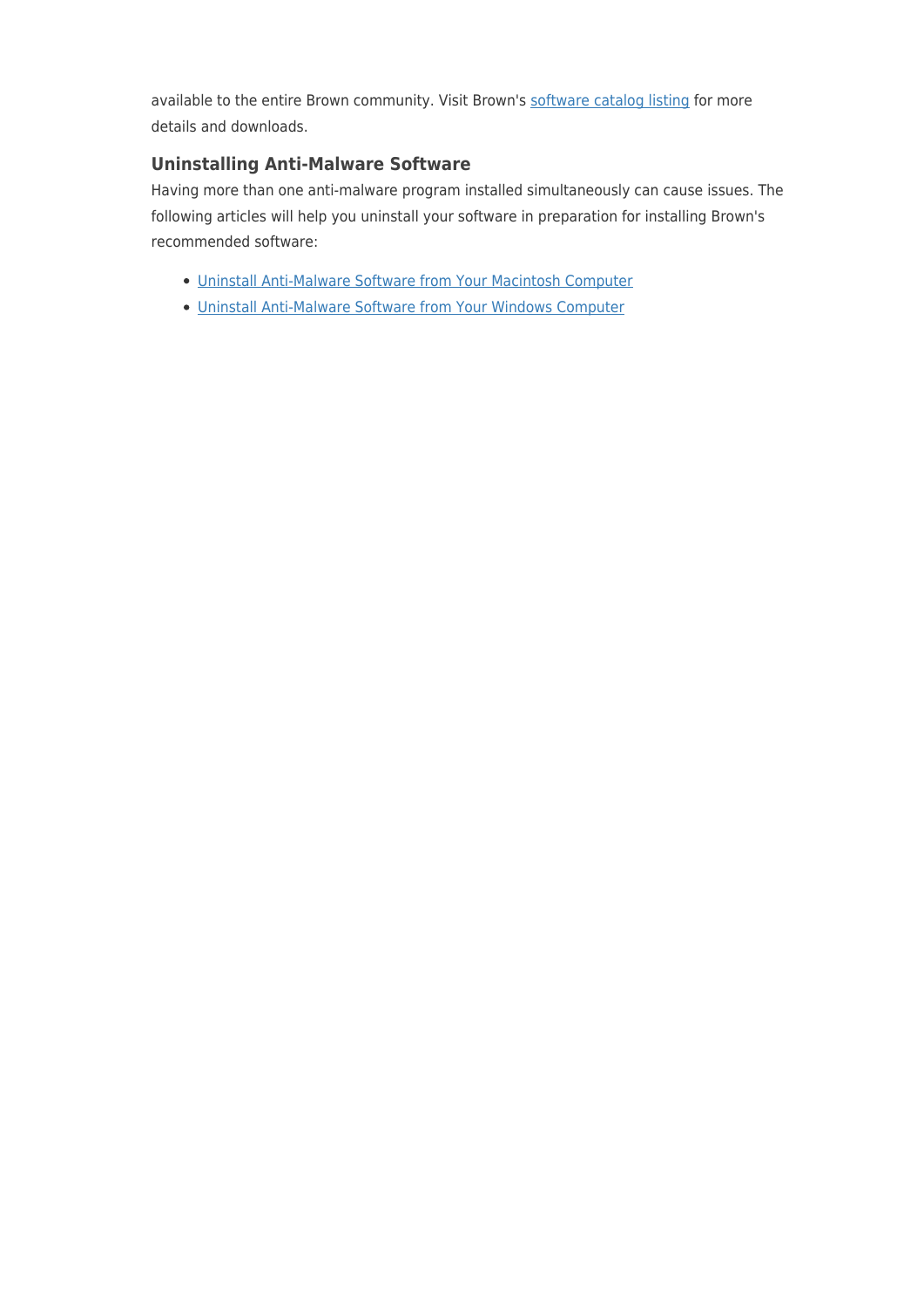available to the entire Brown community. Visit Brown's [software catalog listing]() for more details and downloads.

### Uninstalling Anti-Malware Software

Having more than one anti-malware program installed simultaneously can cause issues. The following articles will help you uninstall your software in preparation for installing Brown's recommended software:

- [Uninstall Anti-Malware Software from Your Macintosh Computer]()
- [Uninstall Anti-Malware Software from Your Windows Computer]()